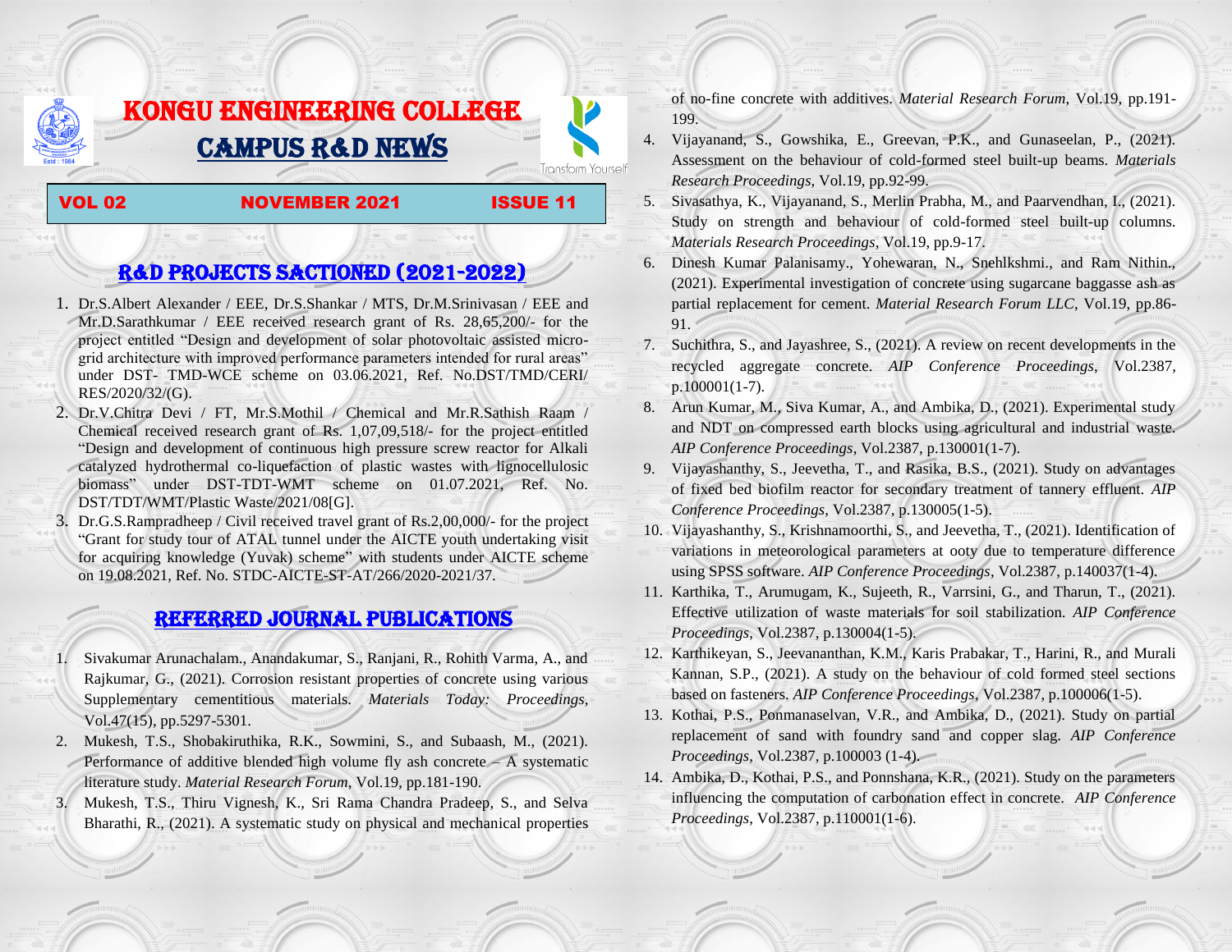# KONGU ENGINEERING COLLEGE

# CAMPUS R&D NEWS

Transform Yourself

**VOL 02 NOVEMBER 2021 ISSUE 11**

## R&D PROJECTS SACTIONED (2021-2022)

1. Dr.S.Albert Alexander / EEE, Dr.S.Shankar / MTS, Dr.M.Srinivasan / EEE and Mr.D.Sarathkumar / EEE received research grant of Rs. 28,65,200/- for the project entitled "Design and development of solar photovoltaic assisted micro-grid architecture with improved performance parameters intended for rural areas" under DST- TMD-WCE scheme on 03.06.2021, Ref. No.DST/TMD/CERI/ RES/2020/32/(G).
2. Dr.V.Chitra Devi / FT, Mr.S.Mothil / Chemical and Mr.R.Sathish Raam / Chemical received research grant of Rs. 1,07,09,518/- for the project entitled "Design and development of continuous high pressure screw reactor for Alkali catalyzed hydrothermal co-liquefaction of plastic wastes with lignocellulosic biomass" under DST-TDT-WMT scheme on 01.07.2021, Ref. No. DST/TDT/WMT/Plastic Waste/2021/08[G].
3. Dr.G.S.Rampradheep / Civil received travel grant of Rs.2,00,000/- for the project "Grant for study tour of ATAL tunnel under the AICTE youth undertaking visit for acquiring knowledge (Yuvak) scheme" with students under AICTE scheme on 19.08.2021, Ref. No. STDC-AICTE-ST-AT/266/2020-2021/37.

## REFERRED JOURNAL PUBLICATIONS

1. Sivakumar Arunachalam., Anandakumar, S., Ranjani, R., Rohith Varma, A., and Rajkumar, G., (2021). Corrosion resistant properties of concrete using various Supplementary cementitious materials. *Materials Today: Proceedings*, Vol.47(15), pp.5297-5301.
2. Mukesh, T.S., Shobakiruthika, R.K., Sowmini, S., and Subaash, M., (2021). Performance of additive blended high volume fly ash concrete – A systematic literature study. *Material Research Forum*, Vol.19, pp.181-190.
3. Mukesh, T.S., Thiru Vignesh, K., Sri Rama Chandra Pradeep, S., and Selva Bharathi, R., (2021). A systematic study on physical and mechanical properties of no-fine concrete with additives. *Material Research Forum*, Vol.19, pp.191-199.
4. Vijayanand, S., Gowshika, E., Greevan, P.K., and Gunaseelan, P., (2021). Assessment on the behaviour of cold-formed steel built-up beams. *Materials Research Proceedings*, Vol.19, pp.92-99.
5. Sivasathya, K., Vijayanand, S., Merlin Prabha, M., and Paarvendhan, I., (2021). Study on strength and behaviour of cold-formed steel built-up columns. *Materials Research Proceedings*, Vol.19, pp.9-17.
6. Dinesh Kumar Palanisamy., Yohewaran, N., Snehlkshmi., and Ram Nithin., (2021). Experimental investigation of concrete using sugarcane baggasse ash as partial replacement for cement. *Material Research Forum LLC*, Vol.19, pp.86-91.
7. Suchithra, S., and Jayashree, S., (2021). A review on recent developments in the recycled aggregate concrete. *AIP Conference Proceedings*, Vol.2387, p.100001(1-7).
8. Arun Kumar, M., Siva Kumar, A., and Ambika, D., (2021). Experimental study and NDT on compressed earth blocks using agricultural and industrial waste. *AIP Conference Proceedings*, Vol.2387, p.130001(1-7).
9. Vijayashanthy, S., Jeevetha, T., and Rasika, B.S., (2021). Study on advantages of fixed bed biofilm reactor for secondary treatment of tannery effluent. *AIP Conference Proceedings*, Vol.2387, p.130005(1-5).
10. Vijayashanthy, S., Krishnamoorthi, S., and Jeevetha, T., (2021). Identification of variations in meteorological parameters at ooty due to temperature difference using SPSS software. *AIP Conference Proceedings*, Vol.2387, p.140037(1-4).
11. Karthika, T., Arumugam, K., Sujeeth, R., Varrsini, G., and Tharun, T., (2021). Effective utilization of waste materials for soil stabilization. *AIP Conference Proceedings*, Vol.2387, p.130004(1-5).
12. Karthikeyan, S., Jeevananthan, K.M., Karis Prabakar, T., Harini, R., and Murali Kannan, S.P., (2021). A study on the behaviour of cold formed steel sections based on fasteners. *AIP Conference Proceedings*, Vol.2387, p.100006(1-5).
13. Kothai, P.S., Ponmanaselvan, V.R., and Ambika, D., (2021). Study on partial replacement of sand with foundry sand and copper slag. *AIP Conference Proceedings*, Vol.2387, p.100003 (1-4).
14. Ambika, D., Kothai, P.S., and Ponnshana, K.R., (2021). Study on the parameters influencing the computation of carbonation effect in concrete. *AIP Conference Proceedings*, Vol.2387, p.110001(1-6).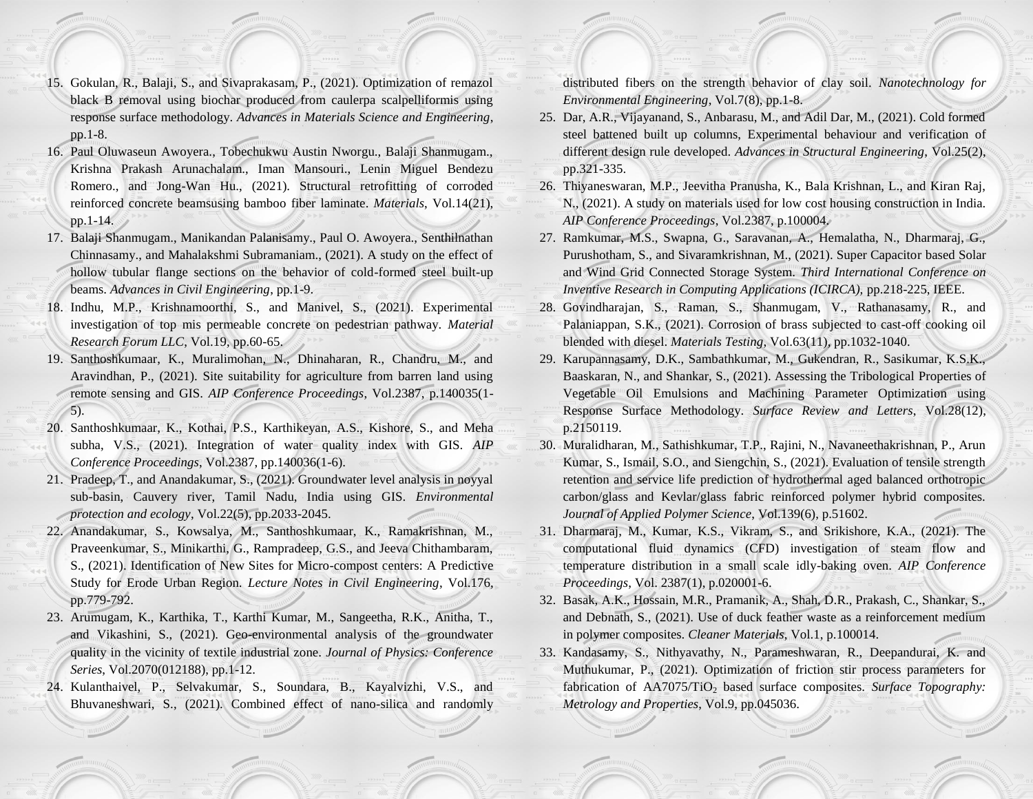15. Gokulan, R., Balaji, S., and Sivaprakasam, P., (2021). Optimization of remazol black B removal using biochar produced from caulerpa scalpelliformis using response surface methodology. *Advances in Materials Science and Engineering*, pp.1-8.
16. Paul Oluwaseun Awoyera., Tobechukwu Austin Nworgu., Balaji Shanmugam., Krishna Prakash Arunachalam., Iman Mansouri., Lenin Miguel Bendezu Romero., and Jong-Wan Hu., (2021). Structural retrofitting of corroded reinforced concrete beamsusing bamboo fiber laminate. *Materials*, Vol.14(21), pp.1-14.
17. Balaji Shanmugam., Manikandan Palanisamy., Paul O. Awoyera., Senthilnathan Chinnasamy., and Mahalakshmi Subramaniam., (2021). A study on the effect of hollow tubular flange sections on the behavior of cold-formed steel built-up beams. *Advances in Civil Engineering*, pp.1-9.
18. Indhu, M.P., Krishnamoorthi, S., and Manivel, S., (2021). Experimental investigation of top mis permeable concrete on pedestrian pathway. *Material Research Forum LLC*, Vol.19, pp.60-65.
19. Santhoshkumaar, K., Muralimohan, N., Dhinaharan, R., Chandru, M., and Aravindhan, P., (2021). Site suitability for agriculture from barren land using remote sensing and GIS. *AIP Conference Proceedings*, Vol.2387, p.140035(1-5).
20. Santhoshkumaar, K., Kothai, P.S., Karthikeyan, A.S., Kishore, S., and Meha subha, V.S., (2021). Integration of water quality index with GIS. *AIP Conference Proceedings*, Vol.2387, pp.140036(1-6).
21. Pradeep, T., and Anandakumar, S., (2021). Groundwater level analysis in noyyal sub-basin, Cauvery river, Tamil Nadu, India using GIS. *Environmental protection and ecology*, Vol.22(5), pp.2033-2045.
22. Anandakumar, S., Kowsalya, M., Santhoshkumaar, K., Ramakrishnan, M., Praveenkumar, S., Minikarthi, G., Rampradeep, G.S., and Jeeva Chithambaram, S., (2021). Identification of New Sites for Micro-compost centers: A Predictive Study for Erode Urban Region. *Lecture Notes in Civil Engineering*, Vol.176, pp.779-792.
23. Arumugam, K., Karthika, T., Karthi Kumar, M., Sangeetha, R.K., Anitha, T., and Vikashini, S., (2021). Geo-environmental analysis of the groundwater quality in the vicinity of textile industrial zone. *Journal of Physics: Conference Series*, Vol.2070(012188), pp.1-12.
24. Kulanthaivel, P., Selvakumar, S., Soundara, B., Kayalvizhi, V.S., and Bhuvaneshwari, S., (2021). Combined effect of nano-silica and randomly distributed fibers on the strength behavior of clay soil. *Nanotechnology for Environmental Engineering*, Vol.7(8), pp.1-8.
25. Dar, A.R., Vijayanand, S., Anbarasu, M., and Adil Dar, M., (2021). Cold formed steel battened built up columns, Experimental behaviour and verification of different design rule developed. *Advances in Structural Engineering*, Vol.25(2), pp.321-335.
26. Thiyaneswaran, M.P., Jeevitha Pranusha, K., Bala Krishnan, L., and Kiran Raj, N., (2021). A study on materials used for low cost housing construction in India. *AIP Conference Proceedings*, Vol.2387, p.100004.
27. Ramkumar, M.S., Swapna, G., Saravanan, A., Hemalatha, N., Dharmaraj, G., Purushotham, S., and Sivaramkrishnan, M., (2021). Super Capacitor based Solar and Wind Grid Connected Storage System. *Third International Conference on Inventive Research in Computing Applications (ICIRCA)*, pp.218-225, IEEE.
28. Govindharajan, S., Raman, S., Shanmugam, V., Rathanasamy, R., and Palaniappan, S.K., (2021). Corrosion of brass subjected to cast-off cooking oil blended with diesel. *Materials Testing*, Vol.63(11), pp.1032-1040.
29. Karupannasamy, D.K., Sambathkumar, M., Gukendran, R., Sasikumar, K.S.K., Baaskaran, N., and Shankar, S., (2021). Assessing the Tribological Properties of Vegetable Oil Emulsions and Machining Parameter Optimization using Response Surface Methodology. *Surface Review and Letters*, Vol.28(12), p.2150119.
30. Muralidharan, M., Sathishkumar, T.P., Rajini, N., Navaneethakrishnan, P., Arun Kumar, S., Ismail, S.O., and Siengchin, S., (2021). Evaluation of tensile strength retention and service life prediction of hydrothermal aged balanced orthotropic carbon/glass and Kevlar/glass fabric reinforced polymer hybrid composites. *Journal of Applied Polymer Science*, Vol.139(6), p.51602.
31. Dharmaraj, M., Kumar, K.S., Vikram, S., and Srikishore, K.A., (2021). The computational fluid dynamics (CFD) investigation of steam flow and temperature distribution in a small scale idly-baking oven. *AIP Conference Proceedings*, Vol. 2387(1), p.020001-6.
32. Basak, A.K., Hossain, M.R., Pramanik, A., Shah, D.R., Prakash, C., Shankar, S., and Debnath, S., (2021). Use of duck feather waste as a reinforcement medium in polymer composites. *Cleaner Materials*, Vol.1, p.100014.
33. Kandasamy, S., Nithyavathy, N., Parameshwaran, R., Deepandurai, K. and Muthukumar, P., (2021). Optimization of friction stir process parameters for fabrication of AA7075/$TiO_2$ based surface composites. *Surface Topography: Metrology and Properties*, Vol.9, pp.045036.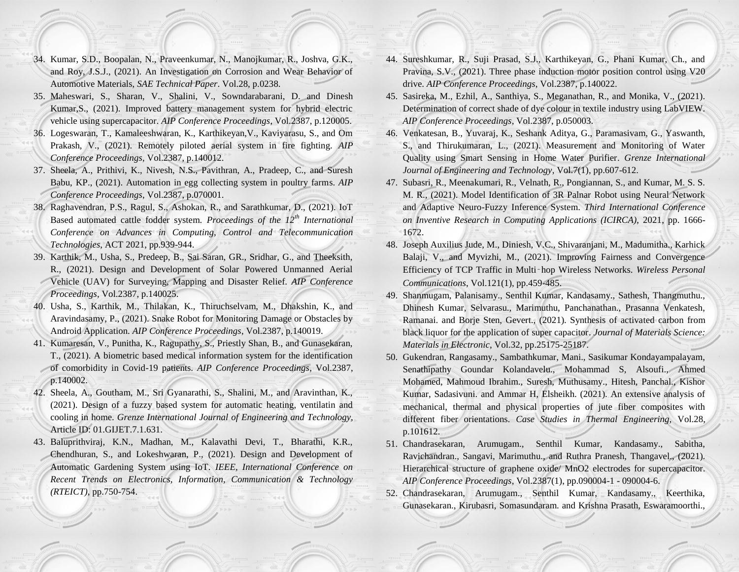34. Kumar, S.D., Boopalan, N., Praveenkumar, N., Manojkumar, R., Joshva, G.K., and Roy, J.S.J., (2021). An Investigation on Corrosion and Wear Behavior of Automotive Materials, *SAE Technical Paper*. Vol.28, p.0238.
35. Maheswari, S., Sharan, V., Shalini, V., Sowndarabarani, D. and Dinesh Kumar,S., (2021). Improved battery management system for hybrid electric vehicle using supercapacitor. *AIP Conference Proceedings*, Vol.2387, p.120005.
36. Logeswaran, T., Kamaleeshwaran, K., Karthikeyan,V., Kaviyarasu, S., and Om Prakash, V., (2021). Remotely piloted aerial system in fire fighting. *AIP Conference Proceedings*, Vol.2387, p.140012.
37. Sheela, A., Prithivi, K., Nivesh, N.S., Pavithran, A., Pradeep, C., and Suresh Babu, KP., (2021). Automation in egg collecting system in poultry farms. *AIP Conference Proceedings*, Vol.2387, p.070001.
38. Raghavendran, P.S., Ragul, S., Ashokan, R., and Sarathkumar, D., (2021). IoT Based automated cattle fodder system. *Proceedings of the 12th International Conference on Advances in Computing, Control and Telecommunication Technologies*, ACT 2021, pp.939-944.
39. Karthik, M., Usha, S., Predeep, B., Sai Saran, GR., Sridhar, G., and Theeksith, R., (2021). Design and Development of Solar Powered Unmanned Aerial Vehicle (UAV) for Surveying, Mapping and Disaster Relief. *AIP Conference Proceedings*, Vol.2387, p.140025.
40. Usha, S., Karthik, M., Thilakan, K., Thiruchselvam, M., Dhakshin, K., and Aravindasamy, P., (2021). Snake Robot for Monitoring Damage or Obstacles by Android Application. *AIP Conference Proceedings*, Vol.2387, p.140019.
41. Kumaresan, V., Punitha, K., Ragupathy, S., Priestly Shan, B., and Gunasekaran, T., (2021). A biometric based medical information system for the identification of comorbidity in Covid-19 patients. *AIP Conference Proceedings*, Vol.2387, p.140002.
42. Sheela, A., Goutham, M., Sri Gyanarathi, S., Shalini, M., and Aravinthan, K., (2021). Design of a fuzzy based system for automatic heating, ventilatin and cooling in home. *Grenze International Journal of Engineering and Technology*, Article ID: 01.GIJET.7.1.631.
43. Baluprithviraj, K.N., Madhan, M., Kalavathi Devi, T., Bharathi, K.R., Chendhuran, S., and Lokeshwaran, P., (2021). Design and Development of Automatic Gardening System using IoT. *IEEE, International Conference on Recent Trends on Electronics, Information, Communication & Technology (RTEICT)*, pp.750-754.
44. Sureshkumar, R., Suji Prasad, S.J., Karthikeyan, G., Phani Kumar, Ch., and Pravina, S.V., (2021). Three phase induction motor position control using V20 drive. *AIP Conference Proceedings*, Vol.2387, p.140022.
45. Sasireka, M., Ezhil, A., Santhiya, S., Meganathan, R., and Monika, V., (2021). Determination of correct shade of dye colour in textile industry using LabVIEW. *AIP Conference Proceedings*, Vol.2387, p.050003.
46. Venkatesan, B., Yuvaraj, K., Seshank Aditya, G., Paramasivam, G., Yaswanth, S., and Thirukumaran, L., (2021). Measurement and Monitoring of Water Quality using Smart Sensing in Home Water Purifier. *Grenze International Journal of Engineering and Technology*, Vol.7(1), pp.607-612.
47. Subasri, R., Meenakumari, R., Velnath, R., Pongiannan, S., and Kumar, M. S. S. M. R., (2021). Model Identification of 3R Palnar Robot using Neural Network and Adaptive Neuro-Fuzzy Inference System. *Third International Conference on Inventive Research in Computing Applications (ICIRCA)*, 2021, pp. 1666-1672.
48. Joseph Auxilius Jude, M., Diniesh, V.C., Shivaranjani, M., Madumitha., Karhick Balaji, V., and Myvizhi, M., (2021). Improving Fairness and Convergence Efficiency of TCP Traffic in Multi‑hop Wireless Networks. *Wireless Personal Communications*, Vol.121(1), pp.459-485.
49. Shanmugam, Palanisamy., Senthil Kumar, Kandasamy., Sathesh, Thangmuthu., Dhinesh Kumar, Selvarasu., Marimuthu, Panchanathan., Prasanna Venkatesh, Ramanai. and Borje Sten, Gevert., (2021). Synthesis of activated carbon from black liquor for the application of super capacitor. *Journal of Materials Science: Materials in Electronic*, Vol.32, pp.25175-25187.
50. Gukendran, Rangasamy., Sambathkumar, Mani., Sasikumar Kondayampalayam, Senathipathy Goundar Kolandavelu., Mohammad S, Alsoufi., Ahmed Mohamed, Mahmoud Ibrahim., Suresh, Muthusamy., Hitesh, Panchal., Kishor Kumar, Sadasivuni. and Ammar H, Elsheikh. (2021). An extensive analysis of mechanical, thermal and physical properties of jute fiber composites with different fiber orientations. *Case Studies in Thermal Engineering*, Vol.28, p.101612.
51. Chandrasekaran, Arumugam., Senthil Kumar, Kandasamy., Sabitha, Ravichandran., Sangavi, Marimuthu., and Ruthra Pranesh, Thangavel., (2021). Hierarchical structure of graphene oxide/ MnO2 electrodes for supercapacitor. *AIP Conference Proceedings*, Vol.2387(1), pp.090004-1 - 090004-6.
52. Chandrasekaran, Arumugam., Senthil Kumar, Kandasamy., Keerthika, Gunasekaran., Kirubasri, Somasundaram. and Krishna Prasath, Eswaramoorthi.,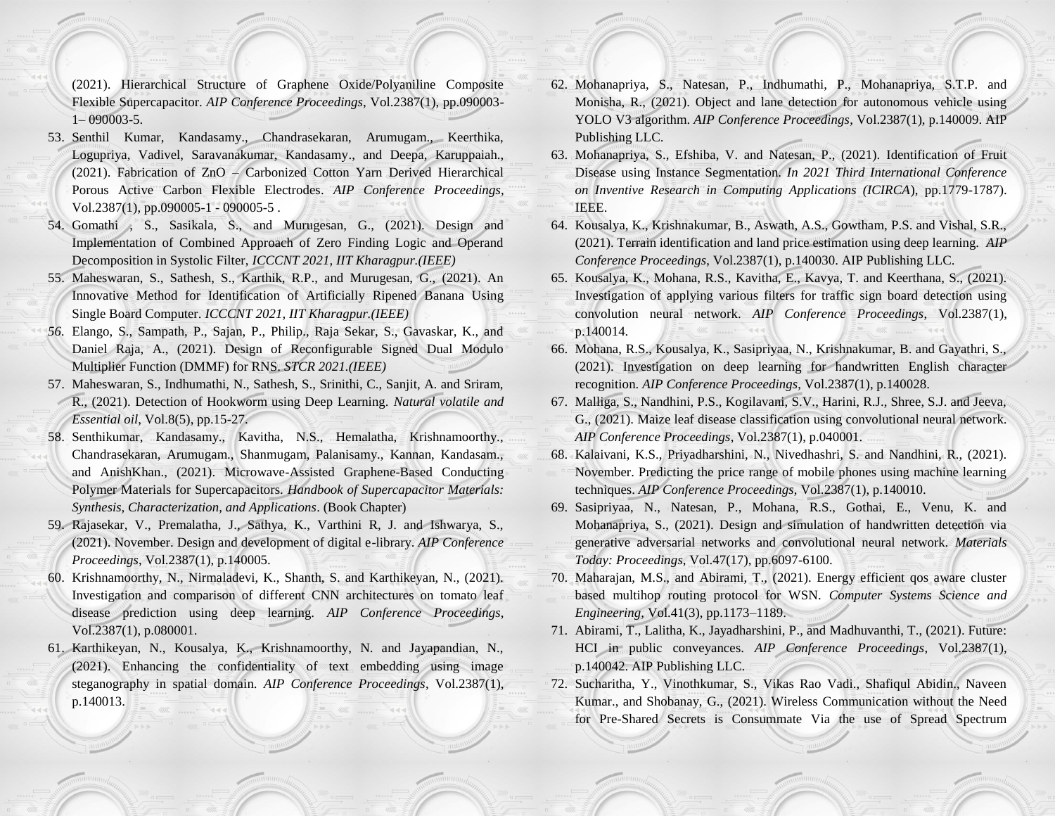(2021). Hierarchical Structure of Graphene Oxide/Polyaniline Composite Flexible Supercapacitor. *AIP Conference Proceedings*, Vol.2387(1), pp.090003-1– 090003-5.

53. Senthil Kumar, Kandasamy., Chandrasekaran, Arumugam., Keerthika, Logupriya, Vadivel, Saravanakumar, Kandasamy., and Deepa, Karuppaiah., (2021). Fabrication of ZnO – Carbonized Cotton Yarn Derived Hierarchical Porous Active Carbon Flexible Electrodes. *AIP Conference Proceedings*, Vol.2387(1), pp.090005-1 - 090005-5 .
54. Gomathi , S., Sasikala, S., and Murugesan, G., (2021). Design and Implementation of Combined Approach of Zero Finding Logic and Operand Decomposition in Systolic Filter, *ICCCNT 2021, IIT Kharagpur.(IEEE)*
55. Maheswaran, S., Sathesh, S., Karthik, R.P., and Murugesan, G., (2021). An Innovative Method for Identification of Artificially Ripened Banana Using Single Board Computer. *ICCCNT 2021, IIT Kharagpur.(IEEE)*
56. Elango, S., Sampath, P., Sajan, P., Philip., Raja Sekar, S., Gavaskar, K., and Daniel Raja, A., (2021). Design of Reconfigurable Signed Dual Modulo Multiplier Function (DMMF) for RNS. *STCR 2021.(IEEE)*
57. Maheswaran, S., Indhumathi, N., Sathesh, S., Srinithi, C., Sanjit, A. and Sriram, R., (2021). Detection of Hookworm using Deep Learning. *Natural volatile and Essential oil*, Vol.8(5), pp.15-27.
58. Senthikumar, Kandasamy., Kavitha, N.S., Hemalatha, Krishnamoorthy., Chandrasekaran, Arumugam., Shanmugam, Palanisamy., Kannan, Kandasam., and AnishKhan., (2021). Microwave-Assisted Graphene-Based Conducting Polymer Materials for Supercapacitors. *Handbook of Supercapacitor Materials: Synthesis, Characterization, and Applications*. (Book Chapter)
59. Rajasekar, V., Premalatha, J., Sathya, K., Varthini R, J. and Ishwarya, S., (2021). November. Design and development of digital e-library. *AIP Conference Proceedings*, Vol.2387(1), p.140005.
60. Krishnamoorthy, N., Nirmaladevi, K., Shanth, S. and Karthikeyan, N., (2021). Investigation and comparison of different CNN architectures on tomato leaf disease prediction using deep learning. *AIP Conference Proceedings*, Vol.2387(1), p.080001.
61. Karthikeyan, N., Kousalya, K., Krishnamoorthy, N. and Jayapandian, N., (2021). Enhancing the confidentiality of text embedding using image steganography in spatial domain. *AIP Conference Proceedings*, Vol.2387(1), p.140013.
62. Mohanapriya, S., Natesan, P., Indhumathi, P., Mohanapriya, S.T.P. and Monisha, R., (2021). Object and lane detection for autonomous vehicle using YOLO V3 algorithm. *AIP Conference Proceedings*, Vol.2387(1), p.140009. AIP Publishing LLC.
63. Mohanapriya, S., Efshiba, V. and Natesan, P., (2021). Identification of Fruit Disease using Instance Segmentation. *In 2021 Third International Conference on Inventive Research in Computing Applications (ICIRCA*), pp.1779-1787). IEEE.
64. Kousalya, K., Krishnakumar, B., Aswath, A.S., Gowtham, P.S. and Vishal, S.R., (2021). Terrain identification and land price estimation using deep learning. *AIP Conference Proceedings*, Vol.2387(1), p.140030. AIP Publishing LLC.
65. Kousalya, K., Mohana, R.S., Kavitha, E., Kavya, T. and Keerthana, S., (2021). Investigation of applying various filters for traffic sign board detection using convolution neural network. *AIP Conference Proceedings*, Vol.2387(1), p.140014.
66. Mohana, R.S., Kousalya, K., Sasipriyaa, N., Krishnakumar, B. and Gayathri, S., (2021). Investigation on deep learning for handwritten English character recognition. *AIP Conference Proceedings*, Vol.2387(1), p.140028.
67. Malliga, S., Nandhini, P.S., Kogilavani, S.V., Harini, R.J., Shree, S.J. and Jeeva, G., (2021). Maize leaf disease classification using convolutional neural network. *AIP Conference Proceedings*, Vol.2387(1), p.040001.
68. Kalaivani, K.S., Priyadharshini, N., Nivedhashri, S. and Nandhini, R., (2021). November. Predicting the price range of mobile phones using machine learning techniques. *AIP Conference Proceedings*, Vol.2387(1), p.140010.
69. Sasipriyaa, N., Natesan, P., Mohana, R.S., Gothai, E., Venu, K. and Mohanapriya, S., (2021). Design and simulation of handwritten detection via generative adversarial networks and convolutional neural network. *Materials Today: Proceedings*, Vol.47(17), pp.6097-6100.
70. Maharajan, M.S., and Abirami, T., (2021). Energy efficient qos aware cluster based multihop routing protocol for WSN. *Computer Systems Science and Engineering*, Vol.41(3), pp.1173–1189.
71. Abirami, T., Lalitha, K., Jayadharshini, P., and Madhuvanthi, T., (2021). Future: HCI in public conveyances. *AIP Conference Proceedings*, Vol.2387(1), p.140042. AIP Publishing LLC.
72. Sucharitha, Y., Vinothkumar, S., Vikas Rao Vadi., Shafiqul Abidin., Naveen Kumar., and Shobanay, G., (2021). Wireless Communication without the Need for Pre-Shared Secrets is Consummate Via the use of Spread Spectrum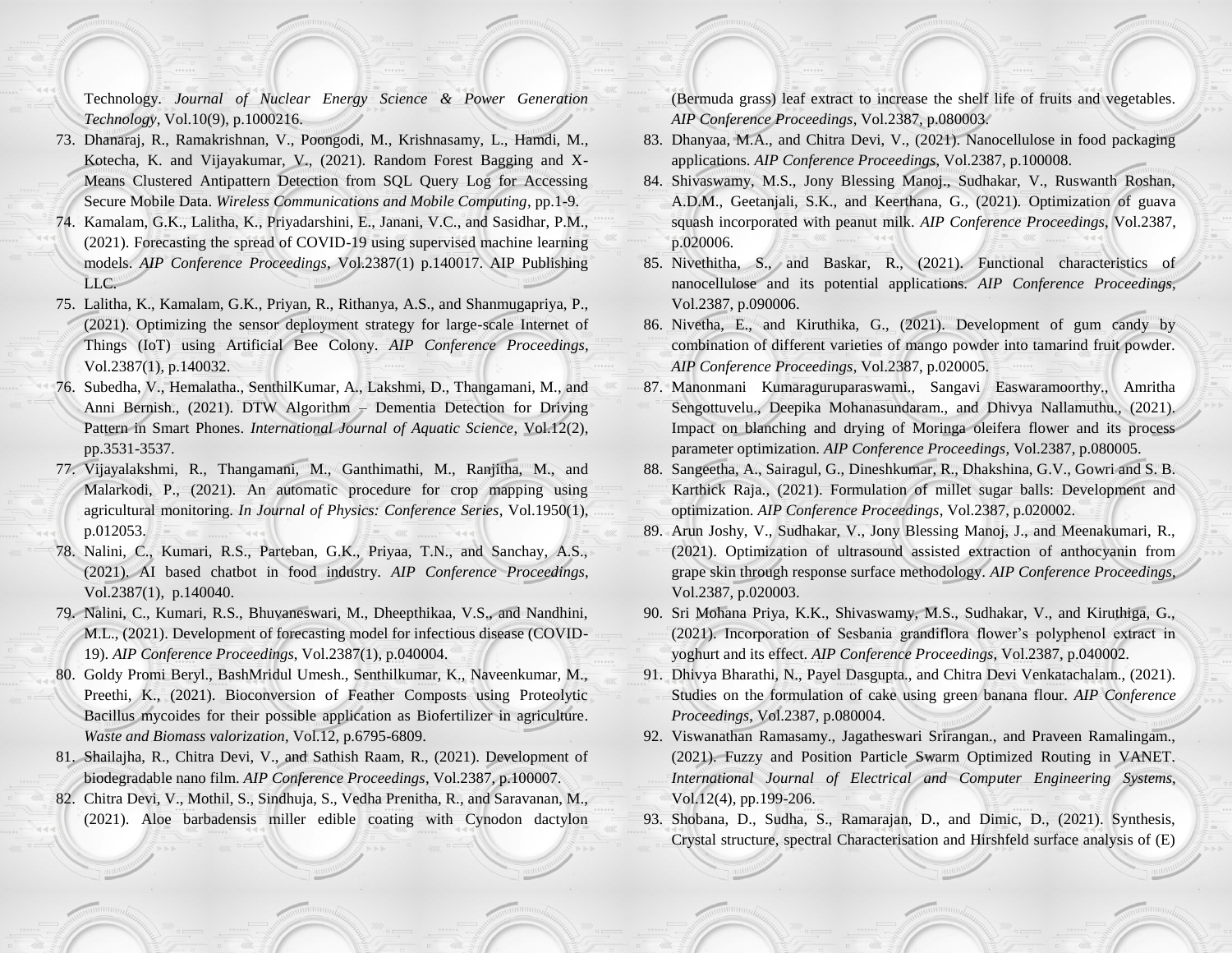Technology. *Journal of Nuclear Energy Science & Power Generation Technology*, Vol.10(9), p.1000216.

73. Dhanaraj, R., Ramakrishnan, V., Poongodi, M., Krishnasamy, L., Hamdi, M., Kotecha, K. and Vijayakumar, V., (2021). Random Forest Bagging and X-Means Clustered Antipattern Detection from SQL Query Log for Accessing Secure Mobile Data. *Wireless Communications and Mobile Computing*, pp.1-9.
74. Kamalam, G.K., Lalitha, K., Priyadarshini, E., Janani, V.C., and Sasidhar, P.M., (2021). Forecasting the spread of COVID-19 using supervised machine learning models. *AIP Conference Proceedings*, Vol.2387(1) p.140017. AIP Publishing LLC.
75. Lalitha, K., Kamalam, G.K., Priyan, R., Rithanya, A.S., and Shanmugapriya, P., (2021). Optimizing the sensor deployment strategy for large-scale Internet of Things (IoT) using Artificial Bee Colony. *AIP Conference Proceedings*, Vol.2387(1), p.140032.
76. Subedha, V., Hemalatha., SenthilKumar, A., Lakshmi, D., Thangamani, M., and Anni Bernish., (2021). DTW Algorithm – Dementia Detection for Driving Pattern in Smart Phones. *International Journal of Aquatic Science*, Vol.12(2), pp.3531-3537.
77. Vijayalakshmi, R., Thangamani, M., Ganthimathi, M., Ranjitha, M., and Malarkodi, P., (2021). An automatic procedure for crop mapping using agricultural monitoring. *In Journal of Physics: Conference Series*, Vol.1950(1), p.012053.
78. Nalini, C., Kumari, R.S., Parteban, G.K., Priyaa, T.N., and Sanchay, A.S., (2021). AI based chatbot in food industry. *AIP Conference Proceedings*, Vol.2387(1), p.140040.
79. Nalini, C., Kumari, R.S., Bhuvaneswari, M., Dheepthikaa, V.S., and Nandhini, M.L., (2021). Development of forecasting model for infectious disease (COVID-19). *AIP Conference Proceedings*, Vol.2387(1), p.040004.
80. Goldy Promi Beryl., BashMridul Umesh., Senthilkumar, K., Naveenkumar, M., Preethi, K., (2021). Bioconversion of Feather Composts using Proteolytic Bacillus mycoides for their possible application as Biofertilizer in agriculture. *Waste and Biomass valorization*, Vol.12, p.6795-6809.
81. Shailajha, R., Chitra Devi, V., and Sathish Raam, R., (2021). Development of biodegradable nano film. *AIP Conference Proceedings*, Vol.2387, p.100007.
82. Chitra Devi, V., Mothil, S., Sindhuja, S., Vedha Prenitha, R., and Saravanan, M., (2021). Aloe barbadensis miller edible coating with Cynodon dactylon (Bermuda grass) leaf extract to increase the shelf life of fruits and vegetables. *AIP Conference Proceedings*, Vol.2387, p.080003.
83. Dhanyaa, M.A., and Chitra Devi, V., (2021). Nanocellulose in food packaging applications. *AIP Conference Proceedings*, Vol.2387, p.100008.
84. Shivaswamy, M.S., Jony Blessing Manoj., Sudhakar, V., Ruswanth Roshan, A.D.M., Geetanjali, S.K., and Keerthana, G., (2021). Optimization of guava squash incorporated with peanut milk. *AIP Conference Proceedings*, Vol.2387, p.020006.
85. Nivethitha, S., and Baskar, R., (2021). Functional characteristics of nanocellulose and its potential applications. *AIP Conference Proceedings*, Vol.2387, p.090006.
86. Nivetha, E., and Kiruthika, G., (2021). Development of gum candy by combination of different varieties of mango powder into tamarind fruit powder. *AIP Conference Proceedings*, Vol.2387, p.020005.
87. Manonmani Kumaraguruparaswami., Sangavi Easwaramoorthy., Amritha Sengottuvelu., Deepika Mohanasundaram., and Dhivya Nallamuthu., (2021). Impact on blanching and drying of Moringa oleifera flower and its process parameter optimization. *AIP Conference Proceedings*, Vol.2387, p.080005.
88. Sangeetha, A., Sairagul, G., Dineshkumar, R., Dhakshina, G.V., Gowri and S. B. Karthick Raja., (2021). Formulation of millet sugar balls: Development and optimization. *AIP Conference Proceedings*, Vol.2387, p.020002.
89. Arun Joshy, V., Sudhakar, V., Jony Blessing Manoj, J., and Meenakumari, R., (2021). Optimization of ultrasound assisted extraction of anthocyanin from grape skin through response surface methodology. *AIP Conference Proceedings*, Vol.2387, p.020003.
90. Sri Mohana Priya, K.K., Shivaswamy, M.S., Sudhakar, V., and Kiruthiga, G., (2021). Incorporation of Sesbania grandiflora flower's polyphenol extract in yoghurt and its effect. *AIP Conference Proceedings*, Vol.2387, p.040002.
91. Dhivya Bharathi, N., Payel Dasgupta., and Chitra Devi Venkatachalam., (2021). Studies on the formulation of cake using green banana flour. *AIP Conference Proceedings*, Vol.2387, p.080004.
92. Viswanathan Ramasamy., Jagatheswari Srirangan., and Praveen Ramalingam., (2021). Fuzzy and Position Particle Swarm Optimized Routing in VANET. *International Journal of Electrical and Computer Engineering Systems*, Vol.12(4), pp.199-206.
93. Shobana, D., Sudha, S., Ramarajan, D., and Dimic, D., (2021). Synthesis, Crystal structure, spectral Characterisation and Hirshfeld surface analysis of (E)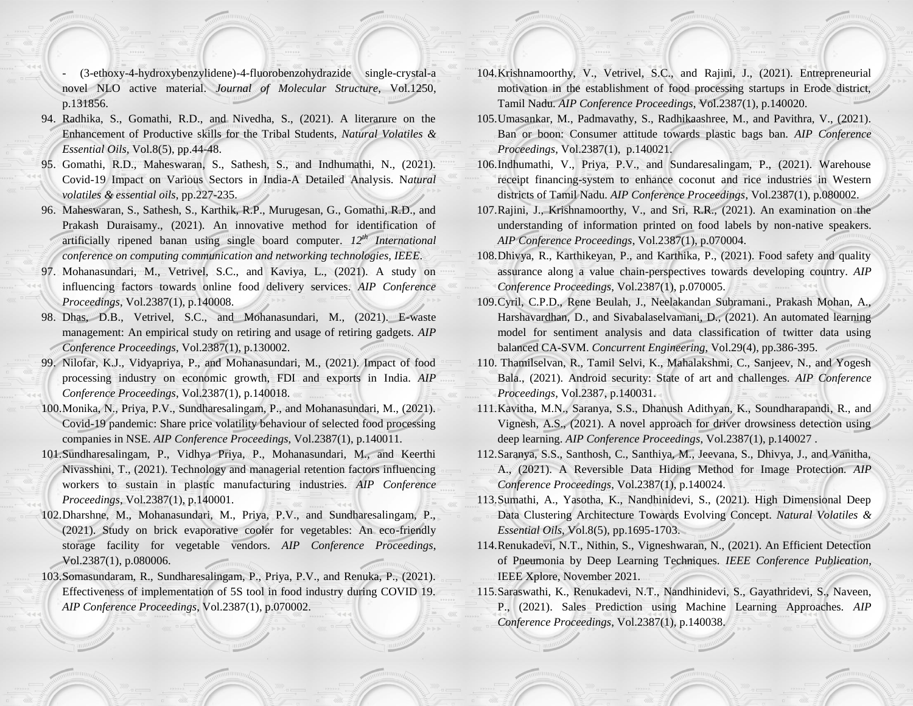- (3-ethoxy-4-hydroxybenzylidene)-4-fluorobenzohydrazide single-crystal-a novel NLO active material. *Journal of Molecular Structure*, Vol.1250, p.131856.

94. Radhika, S., Gomathi, R.D., and Nivedha, S., (2021). A literarure on the Enhancement of Productive skills for the Tribal Students, *Natural Volatiles & Essential Oils*, Vol.8(5), pp.44-48.
95. Gomathi, R.D., Maheswaran, S., Sathesh, S., and Indhumathi, N., (2021). Covid-19 Impact on Various Sectors in India-A Detailed Analysis. N*atural volatiles & essential oils*, pp.227-235.
96. Maheswaran, S., Sathesh, S., Karthik, R.P., Murugesan, G., Gomathi, R.D., and Prakash Duraisamy., (2021). An innovative method for identification of artificially ripened banan using single board computer. *12th International conference on computing communication and networking technologies, IEEE*.
97. Mohanasundari, M., Vetrivel, S.C., and Kaviya, L., (2021). A study on influencing factors towards online food delivery services. *AIP Conference Proceedings*, Vol.2387(1), p.140008.
98. Dhas, D.B., Vetrivel, S.C., and Mohanasundari, M., (2021). E-waste management: An empirical study on retiring and usage of retiring gadgets. *AIP Conference Proceedings*, Vol.2387(1), p.130002.
99. Nilofar, K.J., Vidyapriya, P., and Mohanasundari, M., (2021). Impact of food processing industry on economic growth, FDI and exports in India. *AIP Conference Proceedings*, Vol.2387(1), p.140018.
100. Monika, N., Priya, P.V., Sundharesalingam, P., and Mohanasundari, M., (2021). Covid-19 pandemic: Share price volatility behaviour of selected food processing companies in NSE. *AIP Conference Proceedings*, Vol.2387(1), p.140011.
101. Sundharesalingam, P., Vidhya Priya, P., Mohanasundari, M., and Keerthi Nivasshini, T., (2021). Technology and managerial retention factors influencing workers to sustain in plastic manufacturing industries. *AIP Conference Proceedings*, Vol.2387(1), p.140001.
102. Dharshne, M., Mohanasundari, M., Priya, P.V., and Sundharesalingam, P., (2021). Study on brick evaporative cooler for vegetables: An eco-friendly storage facility for vegetable vendors. *AIP Conference Proceedings*, Vol.2387(1), p.080006.
103. Somasundaram, R., Sundharesalingam, P., Priya, P.V., and Renuka, P., (2021). Effectiveness of implementation of 5S tool in food industry during COVID 19. *AIP Conference Proceedings*, Vol.2387(1), p.070002.
104. Krishnamoorthy, V., Vetrivel, S.C., and Rajini, J., (2021). Entrepreneurial motivation in the establishment of food processing startups in Erode district, Tamil Nadu. *AIP Conference Proceedings*, Vol.2387(1), p.140020.
105. Umasankar, M., Padmavathy, S., Radhikaashree, M., and Pavithra, V., (2021). Ban or boon: Consumer attitude towards plastic bags ban. *AIP Conference Proceedings*, Vol.2387(1), p.140021.
106. Indhumathi, V., Priya, P.V., and Sundaresalingam, P., (2021). Warehouse receipt financing-system to enhance coconut and rice industries in Western districts of Tamil Nadu. *AIP Conference Proceedings*, Vol.2387(1), p.080002.
107. Rajini, J., Krishnamoorthy, V., and Sri, R.R., (2021). An examination on the understanding of information printed on food labels by non-native speakers. *AIP Conference Proceedings*, Vol.2387(1), p.070004.
108. Dhivya, R., Karthikeyan, P., and Karthika, P., (2021). Food safety and quality assurance along a value chain-perspectives towards developing country. *AIP Conference Proceedings*, Vol.2387(1), p.070005.
109. Cyril, C.P.D., Rene Beulah, J., Neelakandan Subramani., Prakash Mohan, A., Harshavardhan, D., and Sivabalaselvamani, D., (2021). An automated learning model for sentiment analysis and data classification of twitter data using balanced CA-SVM. *Concurrent Engineering*, Vol.29(4), pp.386-395.
110. Thamilselvan, R., Tamil Selvi, K., Mahalakshmi, C., Sanjeev, N., and Yogesh Bala., (2021). Android security: State of art and challenges. *AIP Conference Proceedings*, Vol.2387, p.140031.
111. Kavitha, M.N., Saranya, S.S., Dhanush Adithyan, K., Soundharapandi, R., and Vignesh, A.S., (2021). A novel approach for driver drowsiness detection using deep learning. *AIP Conference Proceedings*, Vol.2387(1), p.140027 .
112. Saranya, S.S., Santhosh, C., Santhiya, M., Jeevana, S., Dhivya, J., and Vanitha, A., (2021). A Reversible Data Hiding Method for Image Protection. *AIP Conference Proceedings*, Vol.2387(1), p.140024.
113. Sumathi, A., Yasotha, K., Nandhinidevi, S., (2021). High Dimensional Deep Data Clustering Architecture Towards Evolving Concept. *Natural Volatiles & Essential Oils*, Vol.8(5), pp.1695-1703.
114. Renukadevi, N.T., Nithin, S., Vigneshwaran, N., (2021). An Efficient Detection of Pneumonia by Deep Learning Techniques. *IEEE Conference Publication*, IEEE Xplore, November 2021.
115. Saraswathi, K., Renukadevi, N.T., Nandhinidevi, S., Gayathridevi, S., Naveen, P., (2021). Sales Prediction using Machine Learning Approaches. *AIP Conference Proceedings*, Vol.2387(1), p.140038.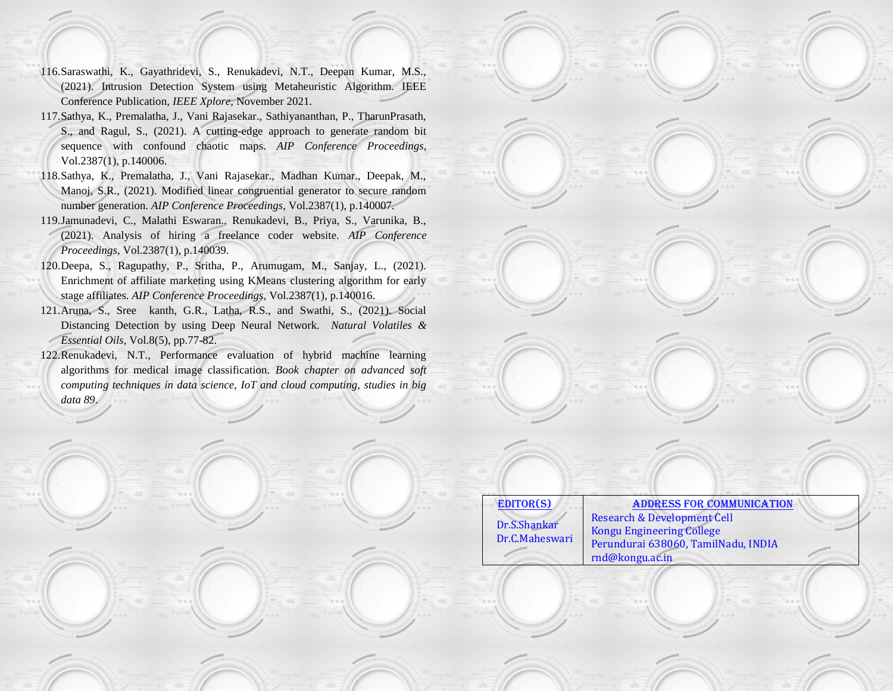116. Saraswathi, K., Gayathridevi, S., Renukadevi, N.T., Deepan Kumar, M.S., (2021). Intrusion Detection System using Metaheuristic Algorithm. IEEE Conference Publication, *IEEE Xplore*, November 2021.
117. Sathya, K., Premalatha, J., Vani Rajasekar., Sathiyananthan, P., TharunPrasath, S., and Ragul, S., (2021). A cutting-edge approach to generate random bit sequence with confound chaotic maps. *AIP Conference Proceedings*, Vol.2387(1), p.140006.
118. Sathya, K., Premalatha, J., Vani Rajasekar., Madhan Kumar., Deepak, M., Manoj, S.R., (2021). Modified linear congruential generator to secure random number generation. *AIP Conference Proceedings*, Vol.2387(1), p.140007.
119. Jamunadevi, C., Malathi Eswaran., Renukadevi, B., Priya, S., Varunika, B., (2021). Analysis of hiring a freelance coder website. *AIP Conference Proceedings*, Vol.2387(1), p.140039.
120. Deepa, S., Ragupathy, P., Sritha, P., Arumugam, M., Sanjay, L., (2021). Enrichment of affiliate marketing using KMeans clustering algorithm for early stage affiliates. *AIP Conference Proceedings*, Vol.2387(1), p.140016.
121. Aruna, S., Sree kanth, G.R., Latha, R.S., and Swathi, S., (2021). Social Distancing Detection by using Deep Neural Network. *Natural Volatiles & Essential Oils*, Vol.8(5), pp.77-82.
122. Renukadevi, N.T., Performance evaluation of hybrid machine learning algorithms for medical image classification. *Book chapter on advanced soft computing techniques in data science, IoT and cloud computing, studies in big data 89*.

| EDITOR(S) | ADDRESS FOR COMMUNICATION |
|---|---|
| Dr.S.Shankar<br>Dr.C.Maheswari | Research & Development Cell<br>Kongu Engineering College<br>Perundurai 638060, TamilNadu, INDIA<br>rnd@kongu.ac.in |